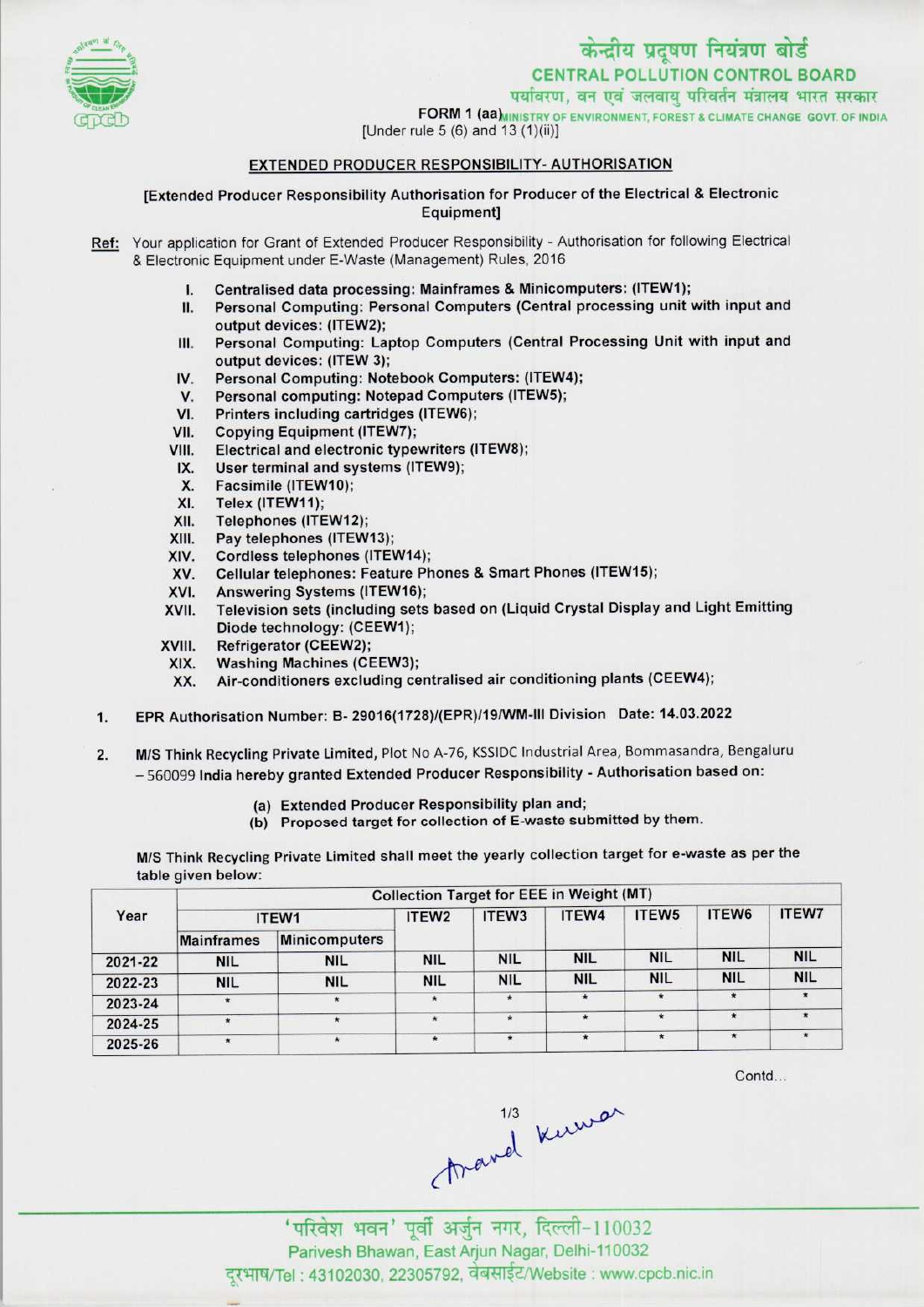# केन्द्रीय प्रदूषण नियंत्रण बोर्ड

## CENTRAL POLLUTION CONTROL BOARD

पर्यावरण, वन एवं जलवायु परिवर्तन मंत्रालय भारत सरकार

MINISTRY OF ENVIRONMENT, FOREST & CLIMATE CHANGE GOVT. OF INDIA

FORM 1 (aa)

[Under rule 5 (6) and 13 (1)(ii)]

### EXTENDED PRODUCER RESPONSIBILITY- AUTHORISATION

[Extended Producer Responsibility Authorisation for Producer of the Electrical & Electronic Equipment]

**Ref:** Your application for Grant of Extended Producer Responsibility - Authorisation for following Electrical & Electronic Equipment under E-Waste (Management) Rules, 2016

I. Centralised data processing: Mainframes & Minicomputers: (ITEW1);
II. Personal Computing: Personal Computers (Central processing unit with input and output devices: (ITEW2);
III. Personal Computing: Laptop Computers (Central Processing Unit with input and output devices: (ITEW 3);
IV. Personal Computing: Notebook Computers: (ITEW4);
V. Personal computing: Notepad Computers (ITEW5);
VI. Printers including cartridges (ITEW6);
VII. Copying Equipment (ITEW7);
VIII. Electrical and electronic typewriters (ITEW8);
IX. User terminal and systems (ITEW9);
X. Facsimile (ITEW10);
XI. Telex (ITEW11);
XII. Telephones (ITEW12);
XIII. Pay telephones (ITEW13);
XIV. Cordless telephones (ITEW14);
XV. Cellular telephones: Feature Phones & Smart Phones (ITEW15);
XVI. Answering Systems (ITEW16);
XVII. Television sets (including sets based on (Liquid Crystal Display and Light Emitting Diode technology: (CEEW1);
XVIII. Refrigerator (CEEW2);
XIX. Washing Machines (CEEW3);
XX. Air-conditioners excluding centralised air conditioning plants (CEEW4);

1. EPR Authorisation Number: B- 29016(1728)/(EPR)/19/WM-III Division Date: 14.03.2022

2. M/S Think Recycling Private Limited, Plot No A-76, KSSIDC Industrial Area, Bommasandra, Bengaluru – 560099 India hereby granted Extended Producer Responsibility - Authorisation based on:

   (a) Extended Producer Responsibility plan and;
   (b) Proposed target for collection of E-waste submitted by them.

M/S Think Recycling Private Limited shall meet the yearly collection target for e-waste as per the table given below:

| Year | Collection Target for EEE in Weight (MT) | | | | | | | |
|---|---|---|---|---|---|---|---|---|
| | ITEW1 | | ITEW2 | ITEW3 | ITEW4 | ITEW5 | ITEW6 | ITEW7 |
| | Mainframes | Minicomputers | | | | | | |
| 2021-22 | NIL | NIL | NIL | NIL | NIL | NIL | NIL | NIL |
| 2022-23 | NIL | NIL | NIL | NIL | NIL | NIL | NIL | NIL |
| 2023-24 | * | * | * | * | * | * | * | * |
| 2024-25 | * | * | * | * | * | * | * | * |
| 2025-26 | * | * | * | * | * | * | * | * |

Contd...

'परिवेश भवन' पूर्वी अर्जुन नगर, दिल्ली-110032

Parivesh Bhawan, East Arjun Nagar, Delhi-110032

दूरभाष/Tel : 43102030, 22305792, वेबसाईट/Website : www.cpcb.nic.in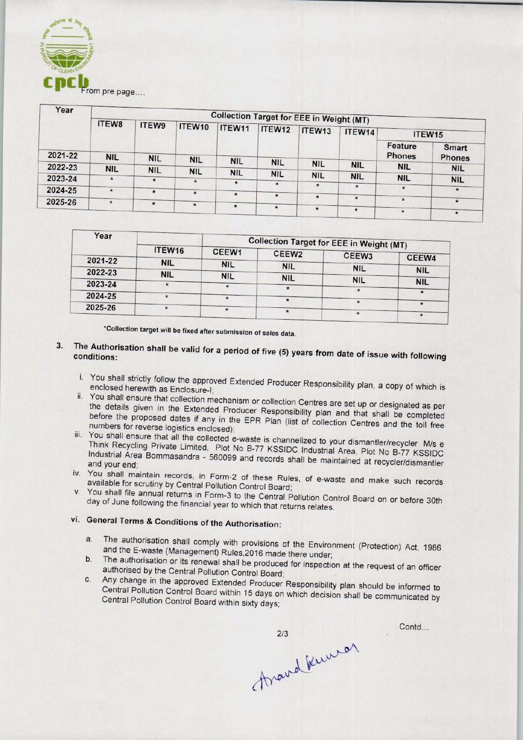From pre page....

| Year | Collection Target for EEE in Weight (MT) | | | | | | | | |
|---|---|---|---|---|---|---|---|---|---|
| | ITEW8 | ITEW9 | ITEW10 | ITEW11 | ITEW12 | ITEW13 | ITEW14 | ITEW15 | |
| | | | | | | | | Feature Phones | Smart Phones |
| 2021-22 | NIL | NIL | NIL | NIL | NIL | NIL | NIL | NIL | NIL |
| 2022-23 | NIL | NIL | NIL | NIL | NIL | NIL | NIL | NIL | NIL |
| 2023-24 | * | * | * | * | * | * | * | * | * |
| 2024-25 | * | * | * | * | * | * | * | * | * |
| 2025-26 | * | * | * | * | * | * | * | * | * |

| Year | Collection Target for EEE in Weight (MT) | | | | |
|---|---|---|---|---|---|
| | ITEW16 | CEEW1 | CEEW2 | CEEW3 | CEEW4 |
| 2021-22 | NIL | NIL | NIL | NIL | NIL |
| 2022-23 | NIL | NIL | NIL | NIL | NIL |
| 2023-24 | * | * | * | * | * |
| 2024-25 | * | * | * | * | * |
| 2025-26 | * | * | * | * | * |

*Collection target will be fixed after submission of sales data.

3. The Authorisation shall be valid for a period of five (5) years from date of issue with following conditions:

   i. You shall strictly follow the approved Extended Producer Responsibility plan, a copy of which is enclosed herewith as Enclosure-I;

   ii. You shall ensure that collection mechanism or collection Centres are set up or designated as per the details given in the Extended Producer Responsibility plan and that shall be completed before the proposed dates if any in the EPR Plan (list of collection Centres and the toll free numbers for reverse logistics enclosed);

   iii. You shall ensure that all the collected e-waste is channelized to your dismantler/recycler M/s e Think Recycling Private Limited, Plot No B-77 KSSIDC Industrial Area, Plot No B-77 KSSIDC Industrial Area Bommasandra - 560099 and records shall be maintained at recycler/dismantler and your end;

   iv. You shall maintain records, in Form-2 of these Rules, of e-waste and make such records available for scrutiny by Central Pollution Control Board;

   v. You shall file annual returns in Form-3 to the Central Pollution Control Board on or before 30th day of June following the financial year to which that returns relates.

   vi. **General Terms & Conditions of the Authorisation:**

      a. The authorisation shall comply with provisions of the Environment (Protection) Act, 1986 and the E-waste (Management) Rules,2016 made there under;

      b. The authorisation or its renewal shall be produced for inspection at the request of an officer authorised by the Central Pollution Control Board;

      c. Any change in the approved Extended Producer Responsibility plan should be informed to Central Pollution Control Board within 15 days on which decision shall be communicated by Central Pollution Control Board within sixty days;

Contd...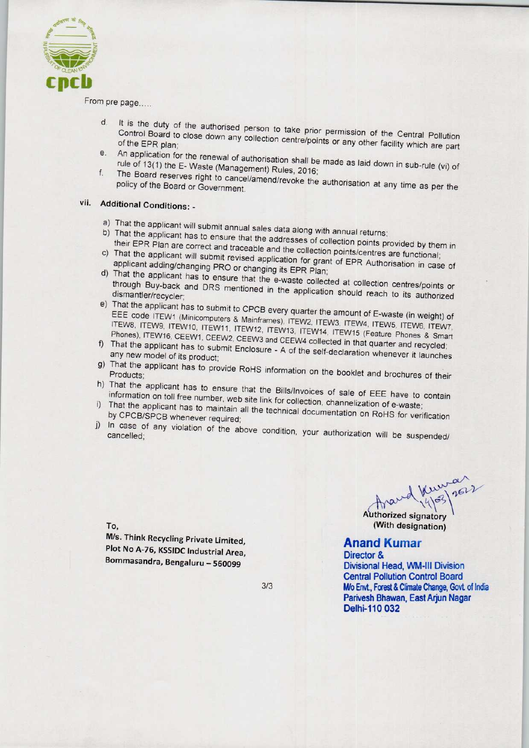From pre page.....

d. It is the duty of the authorised person to take prior permission of the Central Pollution Control Board to close down any collection centre/points or any other facility which are part of the EPR plan;

e. An application for the renewal of authorisation shall be made as laid down in sub-rule (vi) of rule of 13(1) the E- Waste (Management) Rules, 2016;

f. The Board reserves right to cancel/amend/revoke the authorisation at any time as per the policy of the Board or Government.

## vii. Additional Conditions: -

a) That the applicant will submit annual sales data along with annual returns;

b) That the applicant has to ensure that the addresses of collection points provided by them in their EPR Plan are correct and traceable and the collection points/centres are functional;

c) That the applicant will submit revised application for grant of EPR Authorisation in case of applicant adding/changing PRO or changing its EPR Plan;

d) That the applicant has to ensure that the e-waste collected at collection centres/points or through Buy-back and DRS mentioned in the application should reach to its authorized dismantler/recycler;

e) That the applicant has to submit to CPCB every quarter the amount of E-waste (in weight) of EEE code ITEW1 (Minicomputers & Mainframes), ITEW2, ITEW3, ITEW4, ITEW5, ITEW6, ITEW7, ITEW8, ITEW9, ITEW10, ITEW11, ITEW12, ITEW13, ITEW14, ITEW15 (Feature Phones & Smart Phones), ITEW16, CEEW1, CEEW2, CEEW3 and CEEW4 collected in that quarter and recycled;

f) That the applicant has to submit Enclosure - A of the self-declaration whenever it launches any new model of its product;

g) That the applicant has to provide RoHS information on the booklet and brochures of their Products;

h) That the applicant has to ensure that the Bills/Invoices of sale of EEE have to contain information on toll free number, web site link for collection, channelization of e-waste;

i) That the applicant has to maintain all the technical documentation on RoHS for verification by CPCB/SPCB whenever required;

j) In case of any violation of the above condition, your authorization will be suspended/ cancelled;

Anand Kumar 14/03/2022

Authorized signatory
(With designation)

To,
M/s. Think Recycling Private Limited,
Plot No A-76, KSSIDC Industrial Area,
Bommasandra, Bengaluru – 560099

**Anand Kumar**
Director &
Divisional Head, WM-III Division
Central Pollution Control Board
M/o Envt., Forest & Climate Change, Govt. of India
Parivesh Bhawan, East Arjun Nagar
Delhi-110 032